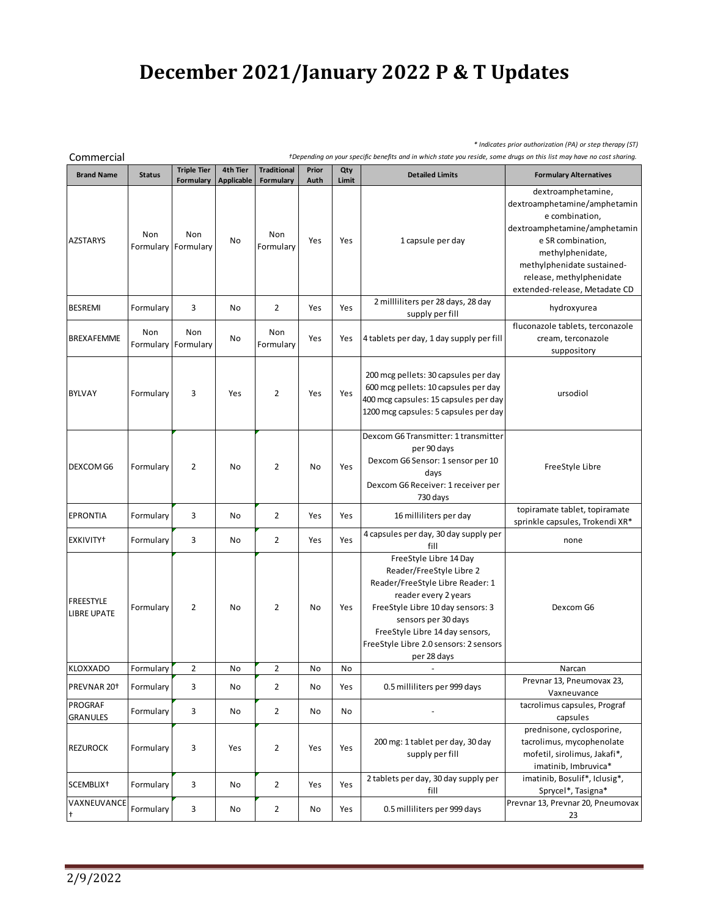# December 2021/January 2022 P & T Updates

*\* Indicates prior authorization (PA) or step therapy (ST)*

Commercial

*†Depending on your specific benefits and in which state you reside, some drugs on this list may have no cost sharing.*

| Brand Name | Status | Triple Tier Formulary | 4th Tier Applicable | Traditional Formulary | Prior Auth | Qty Limit | Detailed Limits | Formulary Alternatives |
|---|---|---|---|---|---|---|---|---|
| AZSTARYS | Non Formulary | Non Formulary | No | Non Formulary | Yes | Yes | 1 capsule per day | dextroamphetamine, dextroamphetamine/amphetamine combination, dextroamphetamine/amphetamine SR combination, methylphenidate, methylphenidate sustained-release, methylphenidate extended-release, Metadate CD |
| BESREMI | Formulary | 3 | No | 2 | Yes | Yes | 2 millliliters per 28 days, 28 day supply per fill | hydroxyurea |
| BREXAFEMME | Non Formulary | Non Formulary | No | Non Formulary | Yes | Yes | 4 tablets per day, 1 day supply per fill | fluconazole tablets, terconazole cream, terconazole suppository |
| BYLVAY | Formulary | 3 | Yes | 2 | Yes | Yes | 200 mcg pellets: 30 capsules per day<br>600 mcg pellets: 10 capsules per day<br>400 mcg capsules: 15 capsules per day<br>1200 mcg capsules: 5 capsules per day | ursodiol |
| DEXCOM G6 | Formulary | 2 | No | 2 | No | Yes | Dexcom G6 Transmitter: 1 transmitter per 90 days<br>Dexcom G6 Sensor: 1 sensor per 10 days<br>Dexcom G6 Receiver: 1 receiver per 730 days | FreeStyle Libre |
| EPRONTIA | Formulary | 3 | No | 2 | Yes | Yes | 16 milliliters per day | topiramate tablet, topiramate sprinkle capsules, Trokendi XR* |
| EXKIVITY† | Formulary | 3 | No | 2 | Yes | Yes | 4 capsules per day, 30 day supply per fill | none |
| FREESTYLE LIBRE UPATE | Formulary | 2 | No | 2 | No | Yes | FreeStyle Libre 14 Day Reader/FreeStyle Libre 2 Reader/FreeStyle Libre Reader: 1 reader every 2 years<br>FreeStyle Libre 10 day sensors: 3 sensors per 30 days<br>FreeStyle Libre 14 day sensors, FreeStyle Libre 2.0 sensors: 2 sensors per 28 days | Dexcom G6 |
| KLOXXADO | Formulary | 2 | No | 2 | No | No | - | Narcan |
| PREVNAR 20† | Formulary | 3 | No | 2 | No | Yes | 0.5 milliliters per 999 days | Prevnar 13, Pneumovax 23, Vaxneuvance |
| PROGRAF GRANULES | Formulary | 3 | No | 2 | No | No | - | tacrolimus capsules, Prograf capsules |
| REZUROCK | Formulary | 3 | Yes | 2 | Yes | Yes | 200 mg: 1 tablet per day, 30 day supply per fill | prednisone, cyclosporine, tacrolimus, mycophenolate mofetil, sirolimus, Jakafi*, imatinib, Imbruvica* |
| SCEMBLIX† | Formulary | 3 | No | 2 | Yes | Yes | 2 tablets per day, 30 day supply per fill | imatinib, Bosulif*, Iclusig*, Sprycel*, Tasigna* |
| VAXNEUVANCE † | Formulary | 3 | No | 2 | No | Yes | 0.5 milliliters per 999 days | Prevnar 13, Prevnar 20, Pneumovax 23 |

2/9/2022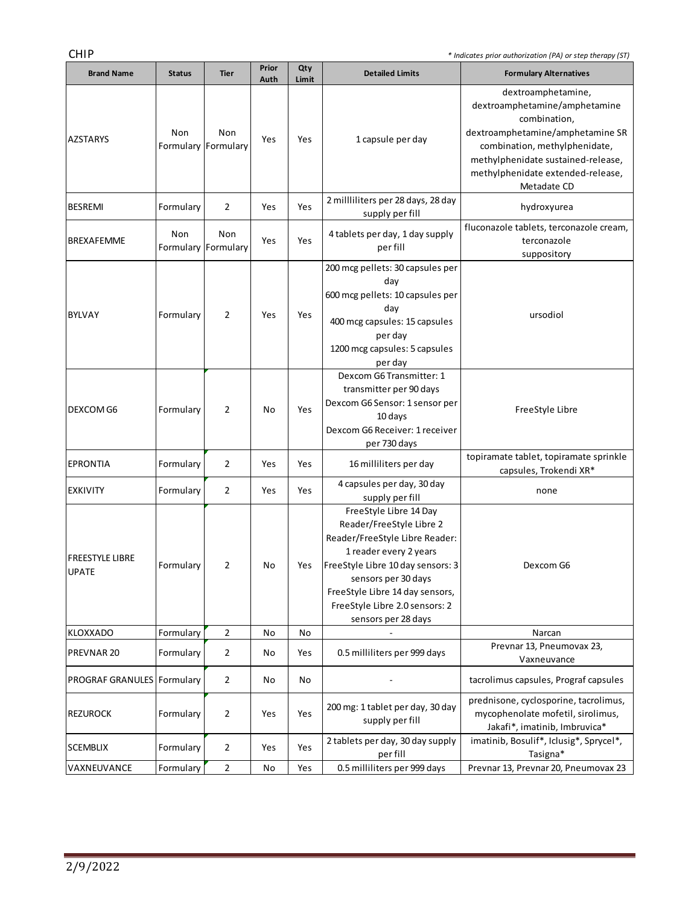CHIP

*\* Indicates prior authorization (PA) or step therapy (ST)*

| Brand Name | Status | Tier | Prior Auth | Qty Limit | Detailed Limits | Formulary Alternatives |
|---|---|---|---|---|---|---|
| AZSTARYS | Non Formulary | Non Formulary | Yes | Yes | 1 capsule per day | dextroamphetamine, dextroamphetamine/amphetamine combination, dextroamphetamine/amphetamine SR combination, methylphenidate, methylphenidate sustained-release, methylphenidate extended-release, Metadate CD |
| BESREMI | Formulary | 2 | Yes | Yes | 2 millliliters per 28 days, 28 day supply per fill | hydroxyurea |
| BREXAFEMME | Non Formulary | Non Formulary | Yes | Yes | 4 tablets per day, 1 day supply per fill | fluconazole tablets, terconazole cream, terconazole suppository |
| BYLVAY | Formulary | 2 | Yes | Yes | 200 mcg pellets: 30 capsules per day<br>600 mcg pellets: 10 capsules per day<br>400 mcg capsules: 15 capsules per day<br>1200 mcg capsules: 5 capsules per day | ursodiol |
| DEXCOM G6 | Formulary | 2 | No | Yes | Dexcom G6 Transmitter: 1 transmitter per 90 days<br>Dexcom G6 Sensor: 1 sensor per 10 days<br>Dexcom G6 Receiver: 1 receiver per 730 days | FreeStyle Libre |
| EPRONTIA | Formulary | 2 | Yes | Yes | 16 milliliters per day | topiramate tablet, topiramate sprinkle capsules, Trokendi XR* |
| EXKIVITY | Formulary | 2 | Yes | Yes | 4 capsules per day, 30 day supply per fill | none |
| FREESTYLE LIBRE UPATE | Formulary | 2 | No | Yes | FreeStyle Libre 14 Day Reader/FreeStyle Libre 2 Reader/FreeStyle Libre Reader: 1 reader every 2 years<br>FreeStyle Libre 10 day sensors: 3 sensors per 30 days<br>FreeStyle Libre 14 day sensors, FreeStyle Libre 2.0 sensors: 2 sensors per 28 days | Dexcom G6 |
| KLOXXADO | Formulary | 2 | No | No | - | Narcan |
| PREVNAR 20 | Formulary | 2 | No | Yes | 0.5 milliliters per 999 days | Prevnar 13, Pneumovax 23, Vaxneuvance |
| PROGRAF GRANULES | Formulary | 2 | No | No | - | tacrolimus capsules, Prograf capsules |
| REZUROCK | Formulary | 2 | Yes | Yes | 200 mg: 1 tablet per day, 30 day supply per fill | prednisone, cyclosporine, tacrolimus, mycophenolate mofetil, sirolimus, Jakafi*, imatinib, Imbruvica* |
| SCEMBLIX | Formulary | 2 | Yes | Yes | 2 tablets per day, 30 day supply per fill | imatinib, Bosulif*, Iclusig*, Sprycel*, Tasigna* |
| VAXNEUVANCE | Formulary | 2 | No | Yes | 0.5 milliliters per 999 days | Prevnar 13, Prevnar 20, Pneumovax 23 |

2/9/2022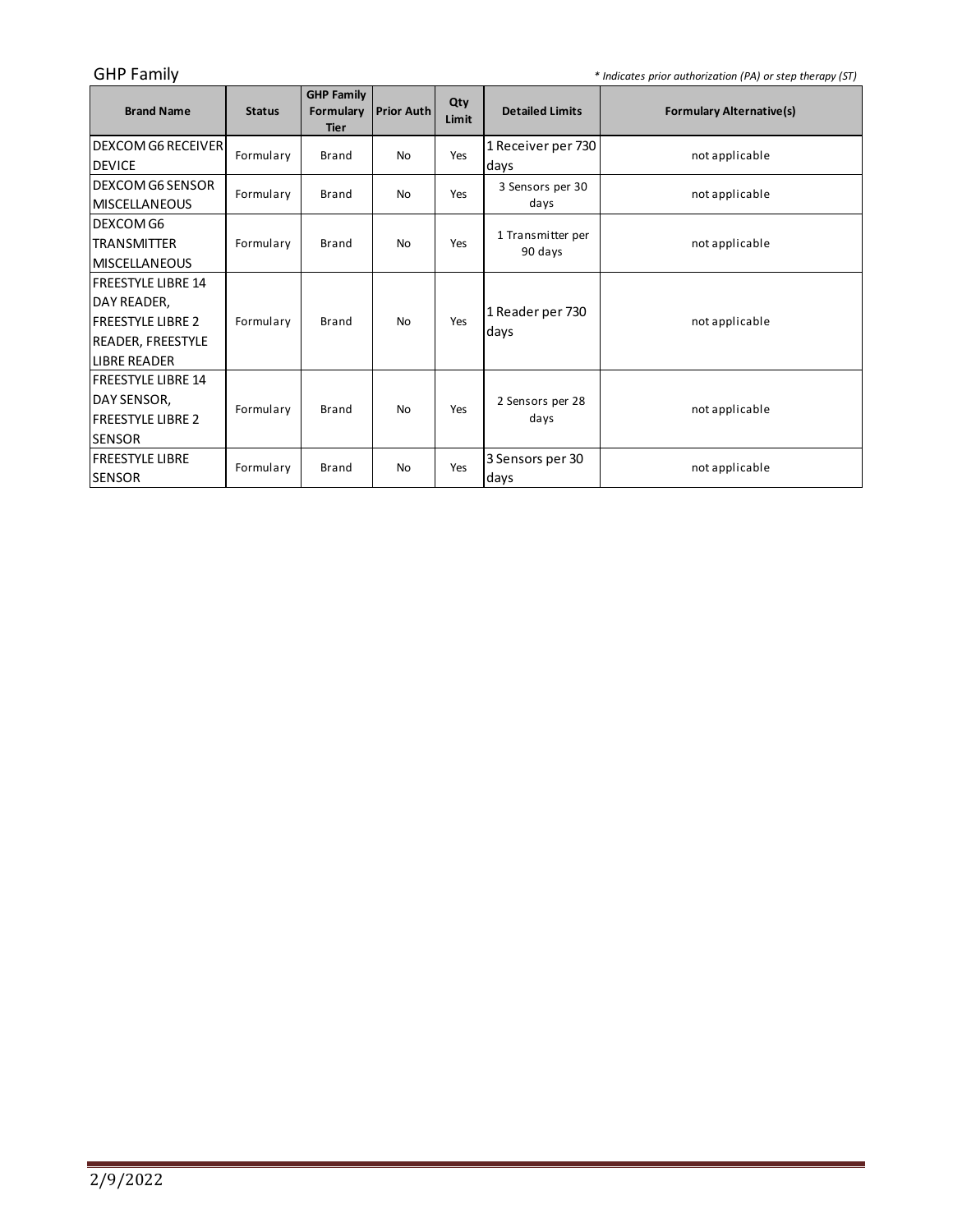GHP Family

*\* Indicates prior authorization (PA) or step therapy (ST)*

| Brand Name | Status | GHP Family Formulary Tier | Prior Auth | Qty Limit | Detailed Limits | Formulary Alternative(s) |
|---|---|---|---|---|---|---|
| DEXCOM G6 RECEIVER DEVICE | Formulary | Brand | No | Yes | 1 Receiver per 730 days | not applicable |
| DEXCOM G6 SENSOR MISCELLANEOUS | Formulary | Brand | No | Yes | 3 Sensors per 30 days | not applicable |
| DEXCOM G6 TRANSMITTER MISCELLANEOUS | Formulary | Brand | No | Yes | 1 Transmitter per 90 days | not applicable |
| FREESTYLE LIBRE 14 DAY READER, FREESTYLE LIBRE 2 READER, FREESTYLE LIBRE READER | Formulary | Brand | No | Yes | 1 Reader per 730 days | not applicable |
| FREESTYLE LIBRE 14 DAY SENSOR, FREESTYLE LIBRE 2 SENSOR | Formulary | Brand | No | Yes | 2 Sensors per 28 days | not applicable |
| FREESTYLE LIBRE SENSOR | Formulary | Brand | No | Yes | 3 Sensors per 30 days | not applicable |

2/9/2022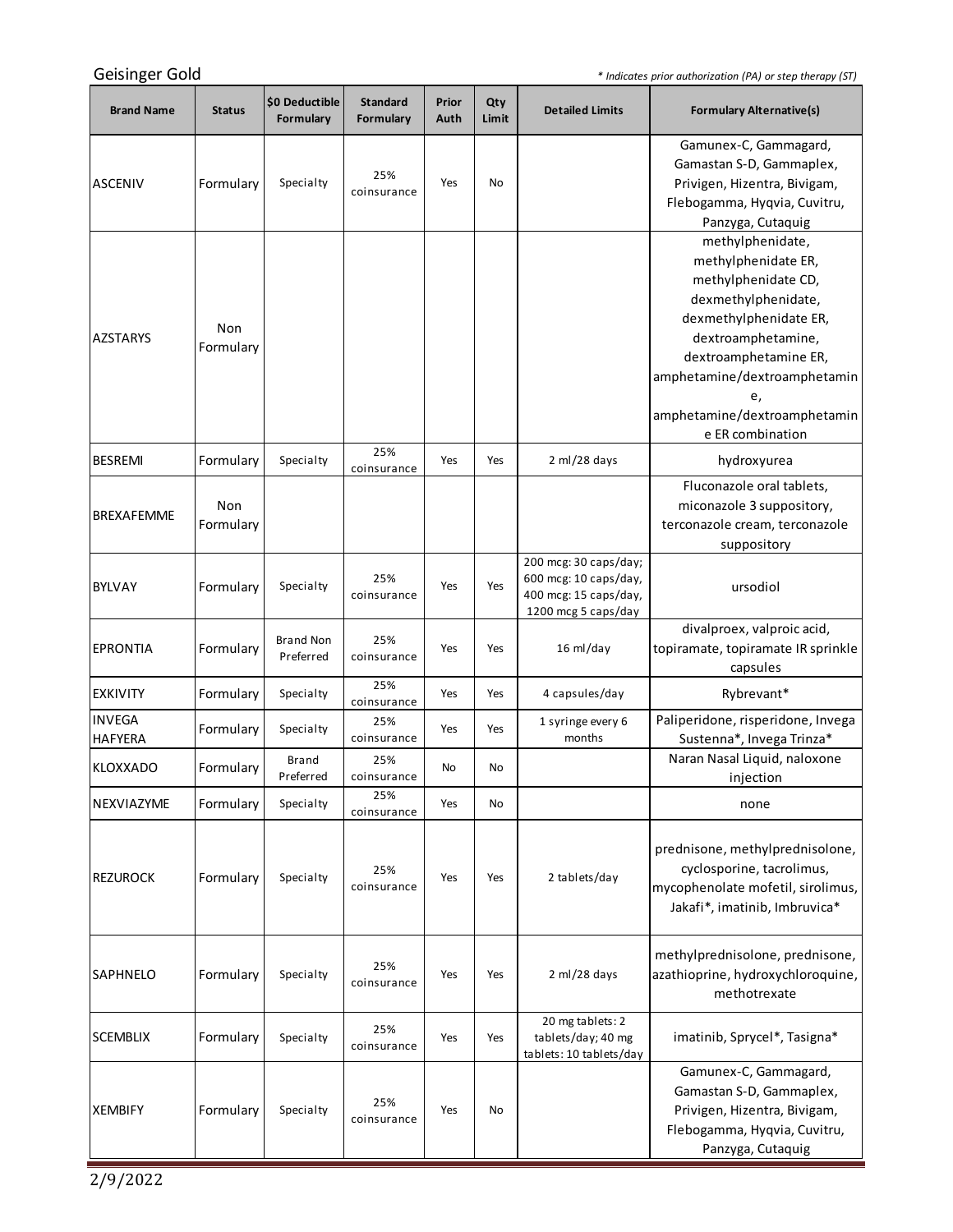Geisinger Gold

*\* Indicates prior authorization (PA) or step therapy (ST)*

| Brand Name | Status | $0 Deductible Formulary | Standard Formulary | Prior Auth | Qty Limit | Detailed Limits | Formulary Alternative(s) |
|---|---|---|---|---|---|---|---|
| ASCENIV | Formulary | Specialty | 25% coinsurance | Yes | No | | Gamunex-C, Gammagard, Gamastan S-D, Gammaplex, Privigen, Hizentra, Bivigam, Flebogamma, Hyqvia, Cuvitru, Panzyga, Cutaquig |
| AZSTARYS | Non Formulary | | | | | | methylphenidate, methylphenidate ER, methylphenidate CD, dexmethylphenidate, dexmethylphenidate ER, dextroamphetamine, dextroamphetamine ER, amphetamine/dextroamphetamine, amphetamine/dextroamphetamine ER combination |
| BESREMI | Formulary | Specialty | 25% coinsurance | Yes | Yes | 2 ml/28 days | hydroxyurea |
| BREXAFEMME | Non Formulary | | | | | | Fluconazole oral tablets, miconazole 3 suppository, terconazole cream, terconazole suppository |
| BYLVAY | Formulary | Specialty | 25% coinsurance | Yes | Yes | 200 mcg: 30 caps/day; 600 mcg: 10 caps/day, 400 mcg: 15 caps/day, 1200 mcg 5 caps/day | ursodiol |
| EPRONTIA | Formulary | Brand Non Preferred | 25% coinsurance | Yes | Yes | 16 ml/day | divalproex, valproic acid, topiramate, topiramate IR sprinkle capsules |
| EXKIVITY | Formulary | Specialty | 25% coinsurance | Yes | Yes | 4 capsules/day | Rybrevant* |
| INVEGA HAFYERA | Formulary | Specialty | 25% coinsurance | Yes | Yes | 1 syringe every 6 months | Paliperidone, risperidone, Invega Sustenna*, Invega Trinza* |
| KLOXXADO | Formulary | Brand Preferred | 25% coinsurance | No | No | | Naran Nasal Liquid, naloxone injection |
| NEXVIAZYME | Formulary | Specialty | 25% coinsurance | Yes | No | | none |
| REZUROCK | Formulary | Specialty | 25% coinsurance | Yes | Yes | 2 tablets/day | prednisone, methylprednisolone, cyclosporine, tacrolimus, mycophenolate mofetil, sirolimus, Jakafi*, imatinib, Imbruvica* |
| SAPHNELO | Formulary | Specialty | 25% coinsurance | Yes | Yes | 2 ml/28 days | methylprednisolone, prednisone, azathioprine, hydroxychloroquine, methotrexate |
| SCEMBLIX | Formulary | Specialty | 25% coinsurance | Yes | Yes | 20 mg tablets: 2 tablets/day; 40 mg tablets: 10 tablets/day | imatinib, Sprycel*, Tasigna* |
| XEMBIFY | Formulary | Specialty | 25% coinsurance | Yes | No | | Gamunex-C, Gammagard, Gamastan S-D, Gammaplex, Privigen, Hizentra, Bivigam, Flebogamma, Hyqvia, Cuvitru, Panzyga, Cutaquig |

2/9/2022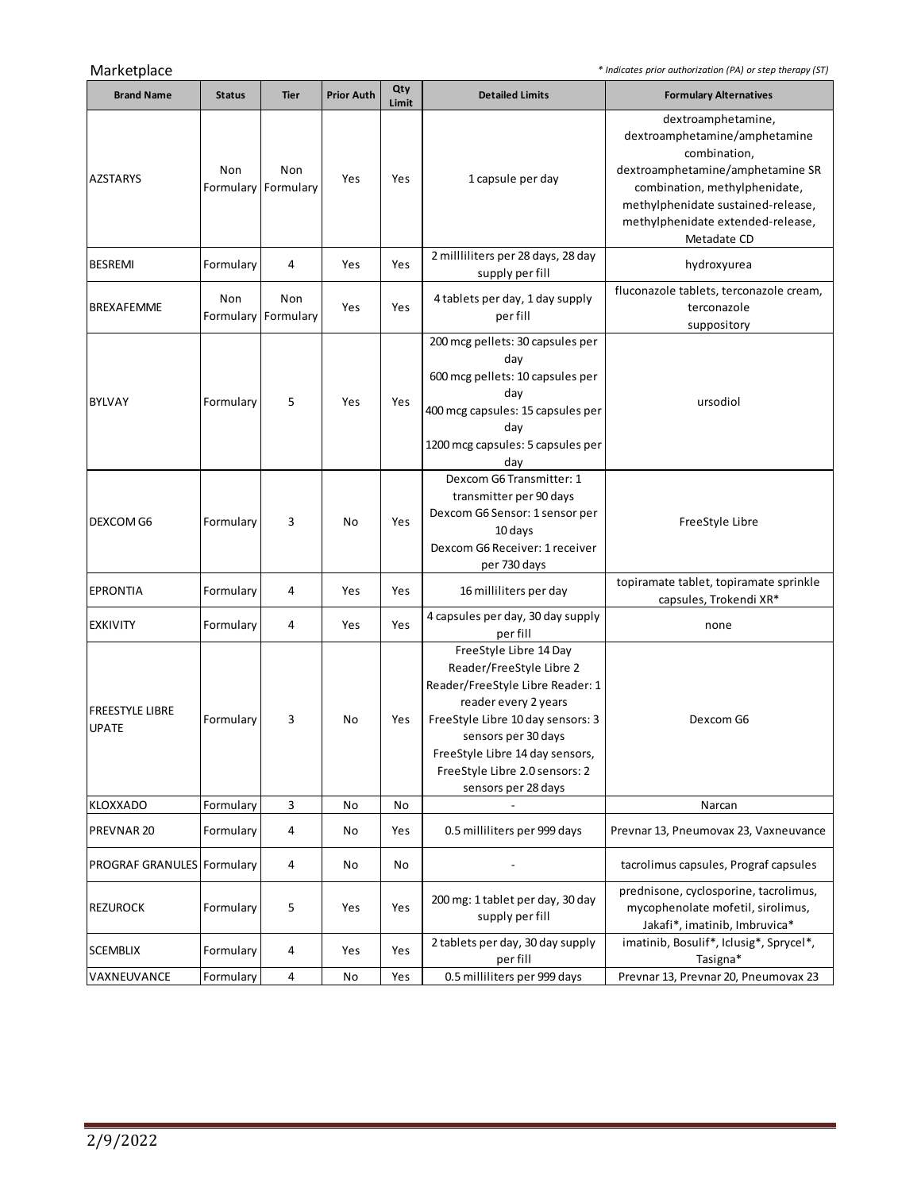Marketplace

*\* Indicates prior authorization (PA) or step therapy (ST)*

| Brand Name | Status | Tier | Prior Auth | Qty Limit | Detailed Limits | Formulary Alternatives |
|---|---|---|---|---|---|---|
| AZSTARYS | Non Formulary | Non Formulary | Yes | Yes | 1 capsule per day | dextroamphetamine, dextroamphetamine/amphetamine combination, dextroamphetamine/amphetamine SR combination, methylphenidate, methylphenidate sustained-release, methylphenidate extended-release, Metadate CD |
| BESREMI | Formulary | 4 | Yes | Yes | 2 millliliters per 28 days, 28 day supply per fill | hydroxyurea |
| BREXAFEMME | Non Formulary | Non Formulary | Yes | Yes | 4 tablets per day, 1 day supply per fill | fluconazole tablets, terconazole cream, terconazole suppository |
| BYLVAY | Formulary | 5 | Yes | Yes | 200 mcg pellets: 30 capsules per day<br>600 mcg pellets: 10 capsules per day<br>400 mcg capsules: 15 capsules per day<br>1200 mcg capsules: 5 capsules per day | ursodiol |
| DEXCOM G6 | Formulary | 3 | No | Yes | Dexcom G6 Transmitter: 1 transmitter per 90 days<br>Dexcom G6 Sensor: 1 sensor per 10 days<br>Dexcom G6 Receiver: 1 receiver per 730 days | FreeStyle Libre |
| EPRONTIA | Formulary | 4 | Yes | Yes | 16 milliliters per day | topiramate tablet, topiramate sprinkle capsules, Trokendi XR* |
| EXKIVITY | Formulary | 4 | Yes | Yes | 4 capsules per day, 30 day supply per fill | none |
| FREESTYLE LIBRE UPATE | Formulary | 3 | No | Yes | FreeStyle Libre 14 Day Reader/FreeStyle Libre 2 Reader/FreeStyle Libre Reader: 1 reader every 2 years<br>FreeStyle Libre 10 day sensors: 3 sensors per 30 days<br>FreeStyle Libre 14 day sensors, FreeStyle Libre 2.0 sensors: 2 sensors per 28 days | Dexcom G6 |
| KLOXXADO | Formulary | 3 | No | No | - | Narcan |
| PREVNAR 20 | Formulary | 4 | No | Yes | 0.5 milliliters per 999 days | Prevnar 13, Pneumovax 23, Vaxneuvance |
| PROGRAF GRANULES | Formulary | 4 | No | No | - | tacrolimus capsules, Prograf capsules |
| REZUROCK | Formulary | 5 | Yes | Yes | 200 mg: 1 tablet per day, 30 day supply per fill | prednisone, cyclosporine, tacrolimus, mycophenolate mofetil, sirolimus, Jakafi*, imatinib, Imbruvica* |
| SCEMBLIX | Formulary | 4 | Yes | Yes | 2 tablets per day, 30 day supply per fill | imatinib, Bosulif*, Iclusig*, Sprycel*, Tasigna* |
| VAXNEUVANCE | Formulary | 4 | No | Yes | 0.5 milliliters per 999 days | Prevnar 13, Prevnar 20, Pneumovax 23 |

2/9/2022